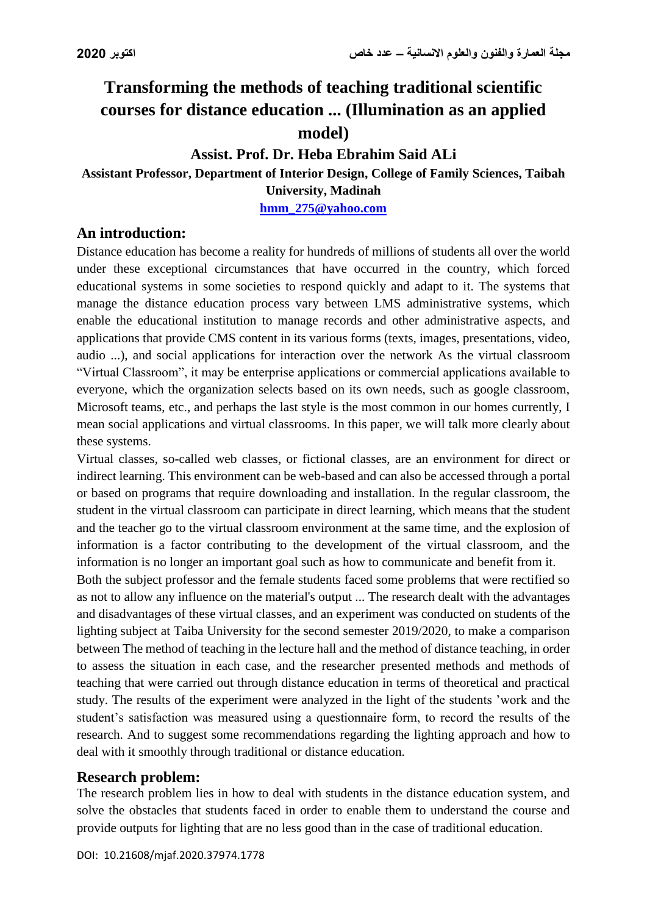# Transforming the methods of teaching traditional scientific courses for distance education ... (Illumination as an applied model)

**Assist. Prof. Dr. Heba Ebrahim Said ALi**

**Assistant Professor, Department of Interior Design, College of Family Sciences, Taibah University, Madinah**

**hmm_275@yahoo.com**

## An introduction:

Distance education has become a reality for hundreds of millions of students all over the world under these exceptional circumstances that have occurred in the country, which forced educational systems in some societies to respond quickly and adapt to it. The systems that manage the distance education process vary between LMS administrative systems, which enable the educational institution to manage records and other administrative aspects, and applications that provide CMS content in its various forms (texts, images, presentations, video, audio ...), and social applications for interaction over the network As the virtual classroom "Virtual Classroom", it may be enterprise applications or commercial applications available to everyone, which the organization selects based on its own needs, such as google classroom, Microsoft teams, etc., and perhaps the last style is the most common in our homes currently, I mean social applications and virtual classrooms. In this paper, we will talk more clearly about these systems.

Virtual classes, so-called web classes, or fictional classes, are an environment for direct or indirect learning. This environment can be web-based and can also be accessed through a portal or based on programs that require downloading and installation. In the regular classroom, the student in the virtual classroom can participate in direct learning, which means that the student and the teacher go to the virtual classroom environment at the same time, and the explosion of information is a factor contributing to the development of the virtual classroom, and the information is no longer an important goal such as how to communicate and benefit from it.

Both the subject professor and the female students faced some problems that were rectified so as not to allow any influence on the material's output ... The research dealt with the advantages and disadvantages of these virtual classes, and an experiment was conducted on students of the lighting subject at Taiba University for the second semester 2019/2020, to make a comparison between The method of teaching in the lecture hall and the method of distance teaching, in order to assess the situation in each case, and the researcher presented methods and methods of teaching that were carried out through distance education in terms of theoretical and practical study. The results of the experiment were analyzed in the light of the students 'work and the student's satisfaction was measured using a questionnaire form, to record the results of the research. And to suggest some recommendations regarding the lighting approach and how to deal with it smoothly through traditional or distance education.

## Research problem:

The research problem lies in how to deal with students in the distance education system, and solve the obstacles that students faced in order to enable them to understand the course and provide outputs for lighting that are no less good than in the case of traditional education.

DOI: 10.21608/mjaf.2020.37974.1778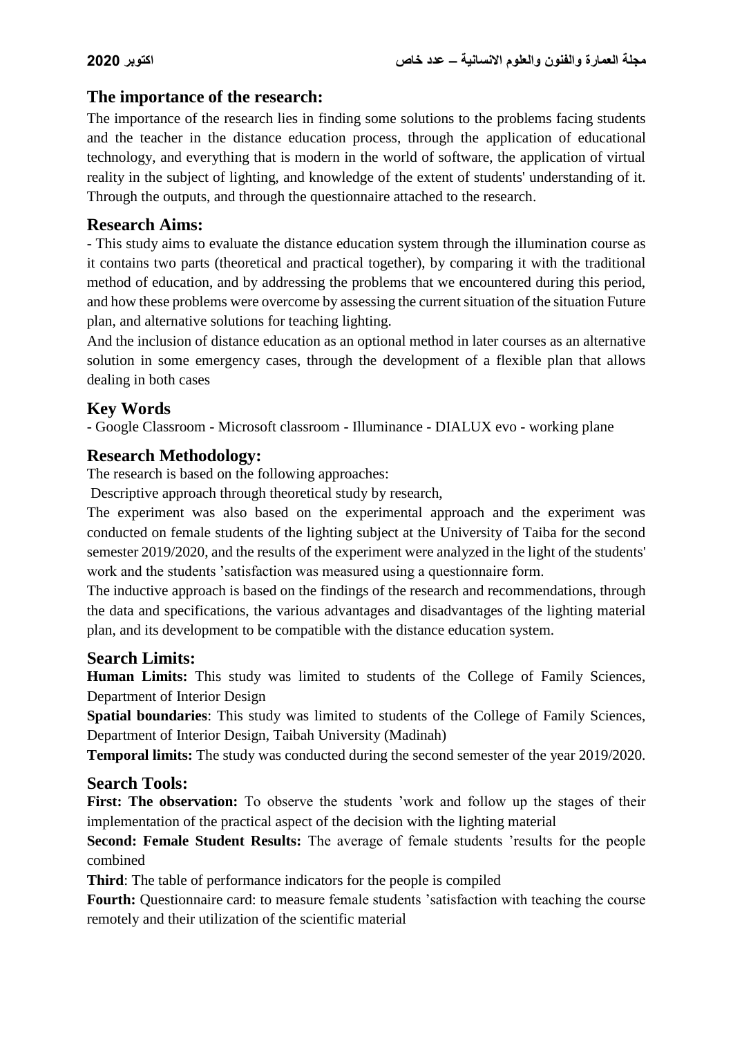## The importance of the research:

The importance of the research lies in finding some solutions to the problems facing students and the teacher in the distance education process, through the application of educational technology, and everything that is modern in the world of software, the application of virtual reality in the subject of lighting, and knowledge of the extent of students' understanding of it. Through the outputs, and through the questionnaire attached to the research.

## Research Aims:

- This study aims to evaluate the distance education system through the illumination course as it contains two parts (theoretical and practical together), by comparing it with the traditional method of education, and by addressing the problems that we encountered during this period, and how these problems were overcome by assessing the current situation of the situation Future plan, and alternative solutions for teaching lighting.

And the inclusion of distance education as an optional method in later courses as an alternative solution in some emergency cases, through the development of a flexible plan that allows dealing in both cases

## Key Words

- Google Classroom - Microsoft classroom - Illuminance - DIALUX evo - working plane

## Research Methodology:

The research is based on the following approaches:

Descriptive approach through theoretical study by research,

The experiment was also based on the experimental approach and the experiment was conducted on female students of the lighting subject at the University of Taiba for the second semester 2019/2020, and the results of the experiment were analyzed in the light of the students' work and the students 'satisfaction was measured using a questionnaire form.

The inductive approach is based on the findings of the research and recommendations, through the data and specifications, the various advantages and disadvantages of the lighting material plan, and its development to be compatible with the distance education system.

## Search Limits:

**Human Limits:** This study was limited to students of the College of Family Sciences, Department of Interior Design

**Spatial boundaries**: This study was limited to students of the College of Family Sciences, Department of Interior Design, Taibah University (Madinah)

**Temporal limits:** The study was conducted during the second semester of the year 2019/2020.

## Search Tools:

**First: The observation:** To observe the students 'work and follow up the stages of their implementation of the practical aspect of the decision with the lighting material

**Second: Female Student Results:** The average of female students 'results for the people combined

**Third**: The table of performance indicators for the people is compiled

**Fourth:** Questionnaire card: to measure female students 'satisfaction with teaching the course remotely and their utilization of the scientific material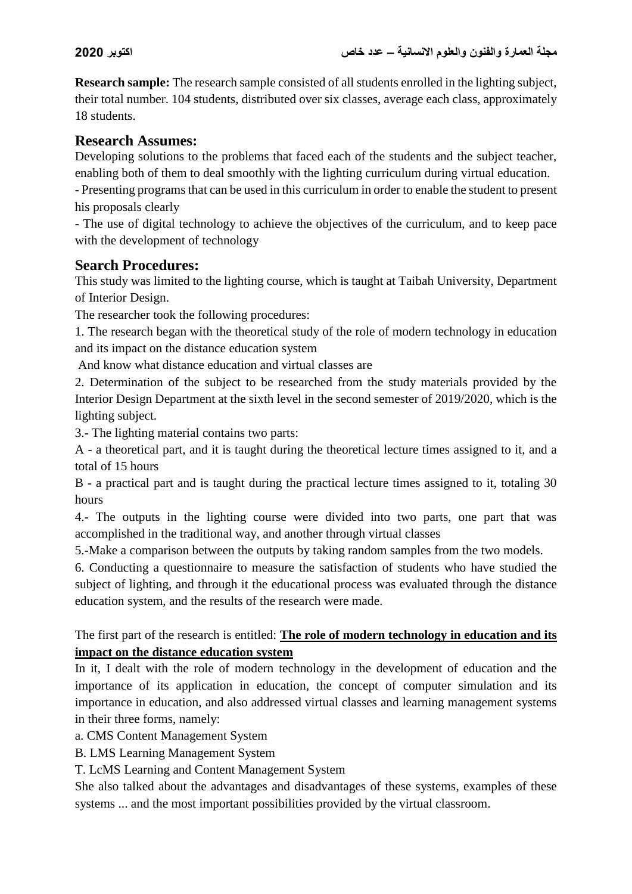**Research sample:** The research sample consisted of all students enrolled in the lighting subject, their total number. 104 students, distributed over six classes, average each class, approximately 18 students.

## Research Assumes:

Developing solutions to the problems that faced each of the students and the subject teacher, enabling both of them to deal smoothly with the lighting curriculum during virtual education.

- Presenting programs that can be used in this curriculum in order to enable the student to present his proposals clearly

- The use of digital technology to achieve the objectives of the curriculum, and to keep pace with the development of technology

## Search Procedures:

This study was limited to the lighting course, which is taught at Taibah University, Department of Interior Design.

The researcher took the following procedures:

1. The research began with the theoretical study of the role of modern technology in education and its impact on the distance education system

And know what distance education and virtual classes are

2. Determination of the subject to be researched from the study materials provided by the Interior Design Department at the sixth level in the second semester of 2019/2020, which is the lighting subject.

3.- The lighting material contains two parts:

A - a theoretical part, and it is taught during the theoretical lecture times assigned to it, and a total of 15 hours

B - a practical part and is taught during the practical lecture times assigned to it, totaling 30 hours

4.- The outputs in the lighting course were divided into two parts, one part that was accomplished in the traditional way, and another through virtual classes

5.-Make a comparison between the outputs by taking random samples from the two models.

6. Conducting a questionnaire to measure the satisfaction of students who have studied the subject of lighting, and through it the educational process was evaluated through the distance education system, and the results of the research were made.

The first part of the research is entitled: **<u>The role of modern technology in education and its impact on the distance education system</u>**

In it, I dealt with the role of modern technology in the development of education and the importance of its application in education, the concept of computer simulation and its importance in education, and also addressed virtual classes and learning management systems in their three forms, namely:

a. CMS Content Management System

B. LMS Learning Management System

T. LcMS Learning and Content Management System

She also talked about the advantages and disadvantages of these systems, examples of these systems ... and the most important possibilities provided by the virtual classroom.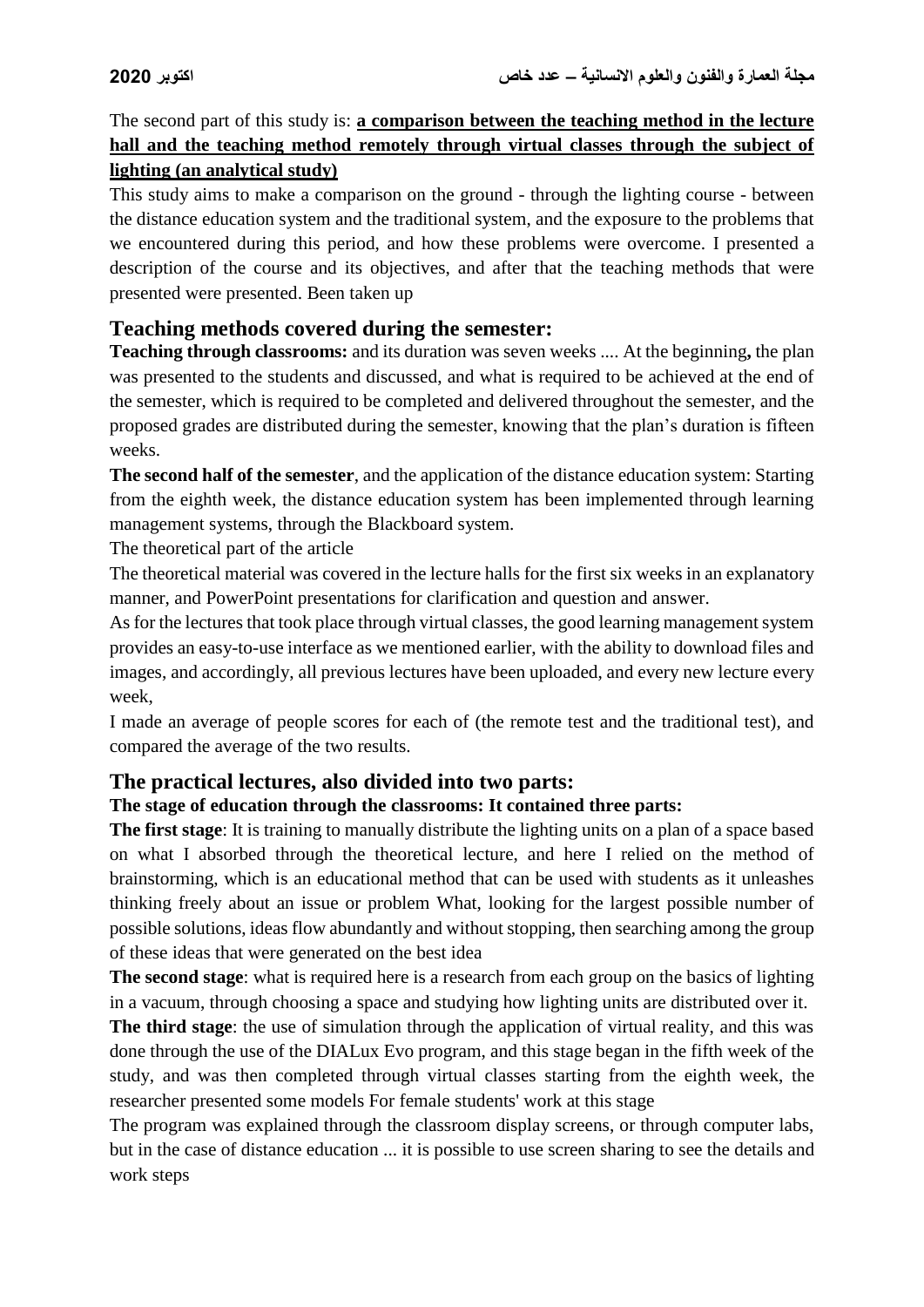The second part of this study is: **a comparison between the teaching method in the lecture hall and the teaching method remotely through virtual classes through the subject of lighting (an analytical study)**

This study aims to make a comparison on the ground - through the lighting course - between the distance education system and the traditional system, and the exposure to the problems that we encountered during this period, and how these problems were overcome. I presented a description of the course and its objectives, and after that the teaching methods that were presented were presented. Been taken up

## Teaching methods covered during the semester:

**Teaching through classrooms:** and its duration was seven weeks .... At the beginning**,** the plan was presented to the students and discussed, and what is required to be achieved at the end of the semester, which is required to be completed and delivered throughout the semester, and the proposed grades are distributed during the semester, knowing that the plan's duration is fifteen weeks.

**The second half of the semester**, and the application of the distance education system: Starting from the eighth week, the distance education system has been implemented through learning management systems, through the Blackboard system.

The theoretical part of the article

The theoretical material was covered in the lecture halls for the first six weeks in an explanatory manner, and PowerPoint presentations for clarification and question and answer.

As for the lectures that took place through virtual classes, the good learning management system provides an easy-to-use interface as we mentioned earlier, with the ability to download files and images, and accordingly, all previous lectures have been uploaded, and every new lecture every week,

I made an average of people scores for each of (the remote test and the traditional test), and compared the average of the two results.

## The practical lectures, also divided into two parts:

**The stage of education through the classrooms: It contained three parts:**

**The first stage**: It is training to manually distribute the lighting units on a plan of a space based on what I absorbed through the theoretical lecture, and here I relied on the method of brainstorming, which is an educational method that can be used with students as it unleashes thinking freely about an issue or problem What, looking for the largest possible number of possible solutions, ideas flow abundantly and without stopping, then searching among the group of these ideas that were generated on the best idea

**The second stage**: what is required here is a research from each group on the basics of lighting in a vacuum, through choosing a space and studying how lighting units are distributed over it.

**The third stage**: the use of simulation through the application of virtual reality, and this was done through the use of the DIALux Evo program, and this stage began in the fifth week of the study, and was then completed through virtual classes starting from the eighth week, the researcher presented some models For female students' work at this stage

The program was explained through the classroom display screens, or through computer labs, but in the case of distance education ... it is possible to use screen sharing to see the details and work steps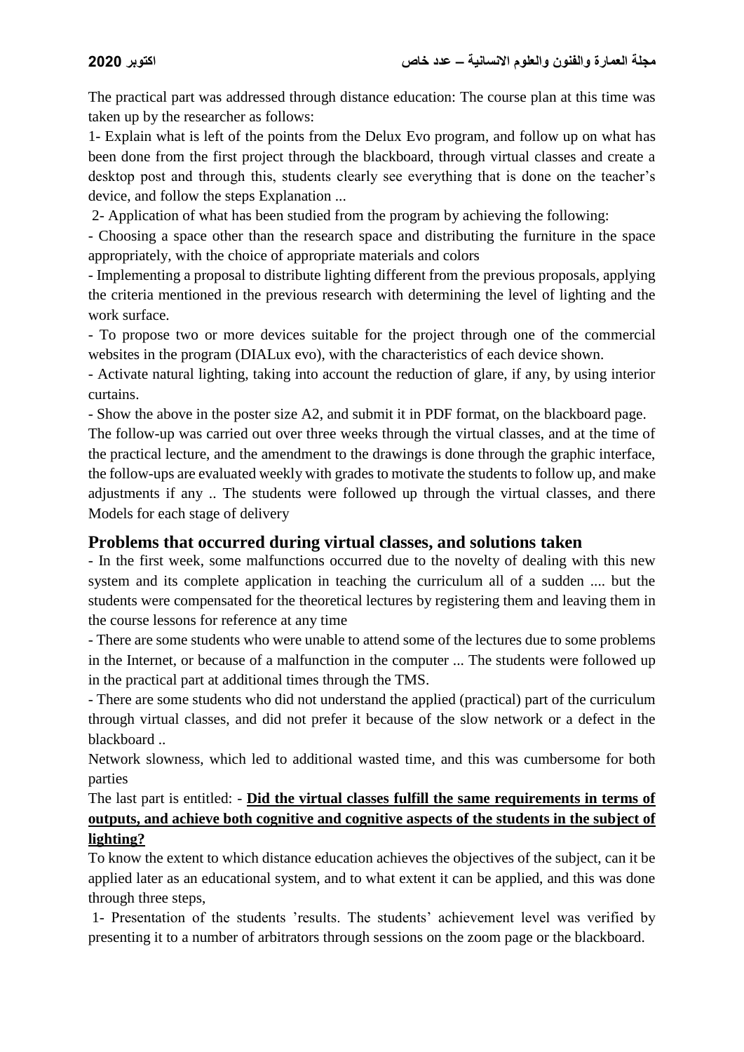The practical part was addressed through distance education: The course plan at this time was taken up by the researcher as follows:

1- Explain what is left of the points from the Delux Evo program, and follow up on what has been done from the first project through the blackboard, through virtual classes and create a desktop post and through this, students clearly see everything that is done on the teacher's device, and follow the steps Explanation ...

2- Application of what has been studied from the program by achieving the following:

- Choosing a space other than the research space and distributing the furniture in the space appropriately, with the choice of appropriate materials and colors
- Implementing a proposal to distribute lighting different from the previous proposals, applying the criteria mentioned in the previous research with determining the level of lighting and the work surface.
- To propose two or more devices suitable for the project through one of the commercial websites in the program (DIALux evo), with the characteristics of each device shown.
- Activate natural lighting, taking into account the reduction of glare, if any, by using interior curtains.
- Show the above in the poster size A2, and submit it in PDF format, on the blackboard page.

The follow-up was carried out over three weeks through the virtual classes, and at the time of the practical lecture, and the amendment to the drawings is done through the graphic interface, the follow-ups are evaluated weekly with grades to motivate the students to follow up, and make adjustments if any .. The students were followed up through the virtual classes, and there Models for each stage of delivery

## Problems that occurred during virtual classes, and solutions taken

- In the first week, some malfunctions occurred due to the novelty of dealing with this new system and its complete application in teaching the curriculum all of a sudden .... but the students were compensated for the theoretical lectures by registering them and leaving them in the course lessons for reference at any time
- There are some students who were unable to attend some of the lectures due to some problems in the Internet, or because of a malfunction in the computer ... The students were followed up in the practical part at additional times through the TMS.
- There are some students who did not understand the applied (practical) part of the curriculum through virtual classes, and did not prefer it because of the slow network or a defect in the blackboard ..

Network slowness, which led to additional wasted time, and this was cumbersome for both parties

The last part is entitled: - **Did the virtual classes fulfill the same requirements in terms of outputs, and achieve both cognitive and cognitive aspects of the students in the subject of lighting?**

To know the extent to which distance education achieves the objectives of the subject, can it be applied later as an educational system, and to what extent it can be applied, and this was done through three steps,

1- Presentation of the students 'results. The students' achievement level was verified by presenting it to a number of arbitrators through sessions on the zoom page or the blackboard.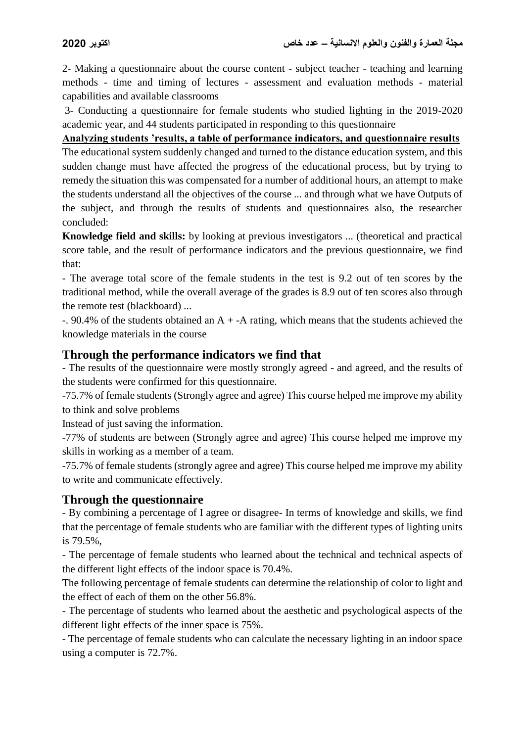2- Making a questionnaire about the course content - subject teacher - teaching and learning methods - time and timing of lectures - assessment and evaluation methods - material capabilities and available classrooms

3- Conducting a questionnaire for female students who studied lighting in the 2019-2020 academic year, and 44 students participated in responding to this questionnaire

**Analyzing students 'results, a table of performance indicators, and questionnaire results**

The educational system suddenly changed and turned to the distance education system, and this sudden change must have affected the progress of the educational process, but by trying to remedy the situation this was compensated for a number of additional hours, an attempt to make the students understand all the objectives of the course ... and through what we have Outputs of the subject, and through the results of students and questionnaires also, the researcher concluded:

**Knowledge field and skills:** by looking at previous investigators ... (theoretical and practical score table, and the result of performance indicators and the previous questionnaire, we find that:

- The average total score of the female students in the test is 9.2 out of ten scores by the traditional method, while the overall average of the grades is 8.9 out of ten scores also through the remote test (blackboard) ...

-. 90.4% of the students obtained an A + -A rating, which means that the students achieved the knowledge materials in the course

## Through the performance indicators we find that

- The results of the questionnaire were mostly strongly agreed - and agreed, and the results of the students were confirmed for this questionnaire.

-75.7% of female students (Strongly agree and agree) This course helped me improve my ability to think and solve problems

Instead of just saving the information.

-77% of students are between (Strongly agree and agree) This course helped me improve my skills in working as a member of a team.

-75.7% of female students (strongly agree and agree) This course helped me improve my ability to write and communicate effectively.

## Through the questionnaire

- By combining a percentage of I agree or disagree- In terms of knowledge and skills, we find that the percentage of female students who are familiar with the different types of lighting units is 79.5%,

- The percentage of female students who learned about the technical and technical aspects of the different light effects of the indoor space is 70.4%.

The following percentage of female students can determine the relationship of color to light and the effect of each of them on the other 56.8%.

- The percentage of students who learned about the aesthetic and psychological aspects of the different light effects of the inner space is 75%.

- The percentage of female students who can calculate the necessary lighting in an indoor space using a computer is 72.7%.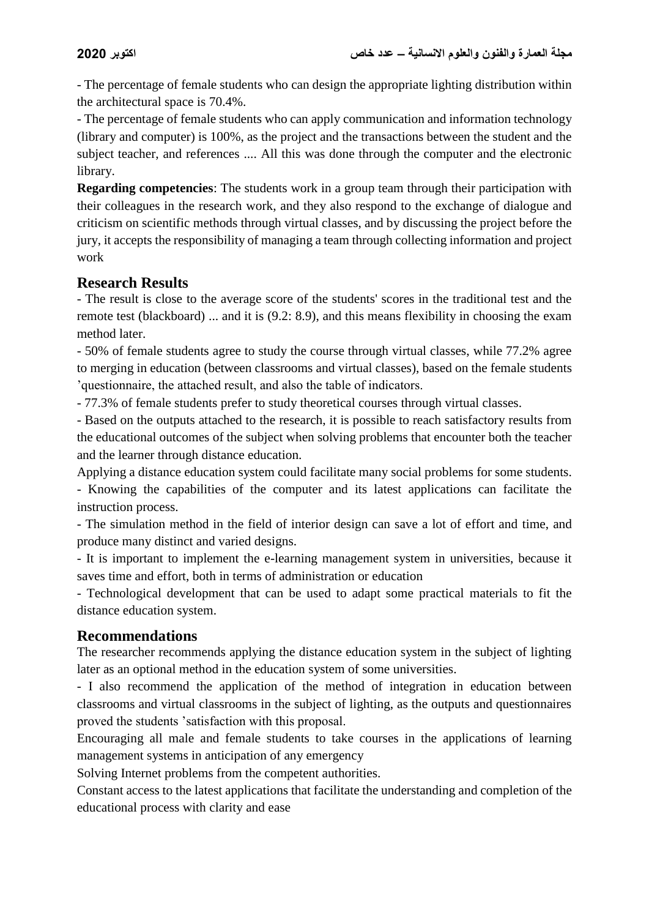- The percentage of female students who can design the appropriate lighting distribution within the architectural space is 70.4%.

- The percentage of female students who can apply communication and information technology (library and computer) is 100%, as the project and the transactions between the student and the subject teacher, and references .... All this was done through the computer and the electronic library.

**Regarding competencies**: The students work in a group team through their participation with their colleagues in the research work, and they also respond to the exchange of dialogue and criticism on scientific methods through virtual classes, and by discussing the project before the jury, it accepts the responsibility of managing a team through collecting information and project work

## Research Results

- The result is close to the average score of the students' scores in the traditional test and the remote test (blackboard) ... and it is (9.2: 8.9), and this means flexibility in choosing the exam method later.

- 50% of female students agree to study the course through virtual classes, while 77.2% agree to merging in education (between classrooms and virtual classes), based on the female students 'questionnaire, the attached result, and also the table of indicators.

- 77.3% of female students prefer to study theoretical courses through virtual classes.

- Based on the outputs attached to the research, it is possible to reach satisfactory results from the educational outcomes of the subject when solving problems that encounter both the teacher and the learner through distance education.

Applying a distance education system could facilitate many social problems for some students.

- Knowing the capabilities of the computer and its latest applications can facilitate the instruction process.

- The simulation method in the field of interior design can save a lot of effort and time, and produce many distinct and varied designs.

- It is important to implement the e-learning management system in universities, because it saves time and effort, both in terms of administration or education

- Technological development that can be used to adapt some practical materials to fit the distance education system.

## Recommendations

The researcher recommends applying the distance education system in the subject of lighting later as an optional method in the education system of some universities.

- I also recommend the application of the method of integration in education between classrooms and virtual classrooms in the subject of lighting, as the outputs and questionnaires proved the students 'satisfaction with this proposal.

Encouraging all male and female students to take courses in the applications of learning management systems in anticipation of any emergency

Solving Internet problems from the competent authorities.

Constant access to the latest applications that facilitate the understanding and completion of the educational process with clarity and ease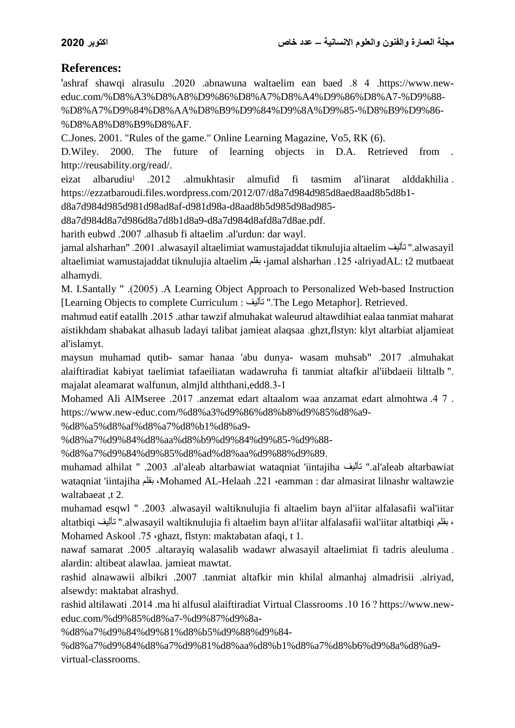## References:

'ashraf shawqi alrasulu .2020 .abnawuna waltaelim ean baed .8 4 .https://www.new-educ.com/%D8%A3%D8%A8%D9%86%D8%A7%D8%A4%D9%86%D8%A7-%D9%88-%D8%A7%D9%84%D8%AA%D8%B9%D9%84%D9%8A%D9%85-%D8%B9%D9%86-%D8%A8%D8%B9%D8%AF.

C.Jones. 2001. "Rules of the game." Online Learning Magazine, Vo5, RK (6).

D.Wiley. 2000. The future of learning objects in D.A. Retrieved from . http://reusability.org/read/.

eizat albarudiuا .2012 .almukhtasir almufid fi tasmim al'iinarat alddakhilia . https://ezzatbaroudi.files.wordpress.com/2012/07/d8a7d984d985d8aed8aad8b5d8b1-d8a7d984d985d981d98ad8af-d981d98a-d8aad8b5d985d98ad985-d8a7d984d8a7d986d8a7d8b1d8a9-d8a7d984d8afd8a7d8ae.pdf.

harith eubwd .2007 .alhasub fi altaelim .al'urdun: dar wayl.

jamal alsharhan" .2001 .alwasayil altaelimiat wamustajaddat tiknulujia altaelim تأليف ".alwasayil altaelimiat wamustajaddat tiknulujia altaelim بقلم ،jamal alsharhan .125 ،alriyadAL: t2 mutbaeat alhamydi.

M. I.Santally " .(2005) .A Learning Object Approach to Personalized Web-based Instruction [Learning Objects to complete Curriculum : تأليف ".The Lego Metaphor]. Retrieved.

mahmud eatif eatallh .2015 .athar tawzif almuhakat waleurud altawdihiat ealaa tanmiat maharat aistikhdam shabakat alhasub ladayi talibat jamieat alaqsaa .ghzt,flstyn: klyt altarbiat aljamieat al'islamyt.

maysun muhamad qutib- samar hanaa 'abu dunya- wasam muhsab" .2017 .almuhakat alaiftiradiat kabiyat taelimiat tafaeiliatan wadawruha fi tanmiat altafkir al'iibdaeii lilttalb ". majalat aleamarat walfunun, almjld alththani,edd8.3-1

Mohamed Ali AlMseree .2017 .anzemat edart altaalom waa anzamat edart almohtwa .4 7 . https://www.new-educ.com/%d8%a3%d9%86%d8%b8%d9%85%d8%a9-%d8%a5%d8%af%d8%a7%d8%b1%d8%a9-%d8%a7%d9%84%d8%aa%d8%b9%d9%84%d9%85-%d9%88-%d8%a7%d9%84%d9%85%d8%ad%d8%aa%d9%88%d9%89.

muhamad alhilat " .2003 .al'aleab altarbawiat wataqniat 'iintajiha تأليف ".al'aleab altarbawiat wataqniat 'iintajiha بقلم ،Mohamed AL-Helaah .221 ،eamman : dar almasirat lilnashr waltawzie waltabaeat ,t 2.

muhamad esqwl " .2003 .alwasayil waltiknulujia fi altaelim bayn al'iitar alfalasafii wal'iitar altatbiqi تأليف ".alwasayil waltiknulujia fi altaelim bayn al'iitar alfalasafii wal'iitar altatbiqi بقلم ، Mohamed Askool .75 ،ghazt, flstyn: maktabatan afaqi, t 1.

nawaf samarat .2005 .altarayiq walasalib wadawr alwasayil altaelimiat fi tadris aleuluma . alardin: altibeat alawlaa. jamieat mawtat.

rashid alnawawii albikri .2007 .tanmiat altafkir min khilal almanhaj almadrisii .alriyad, alsewdy: maktabat alrashyd.

rashid altilawati .2014 .ma hi alfusul alaiftiradiat Virtual Classrooms .10 16 ? https://www.new-educ.com/%d9%85%d8%a7-%d9%87%d9%8a-%d8%a7%d9%84%d9%81%d8%b5%d9%88%d9%84-%d8%a7%d9%84%d8%a7%d9%81%d8%aa%d8%b1%d8%a7%d8%b6%d9%8a%d8%a9-virtual-classrooms.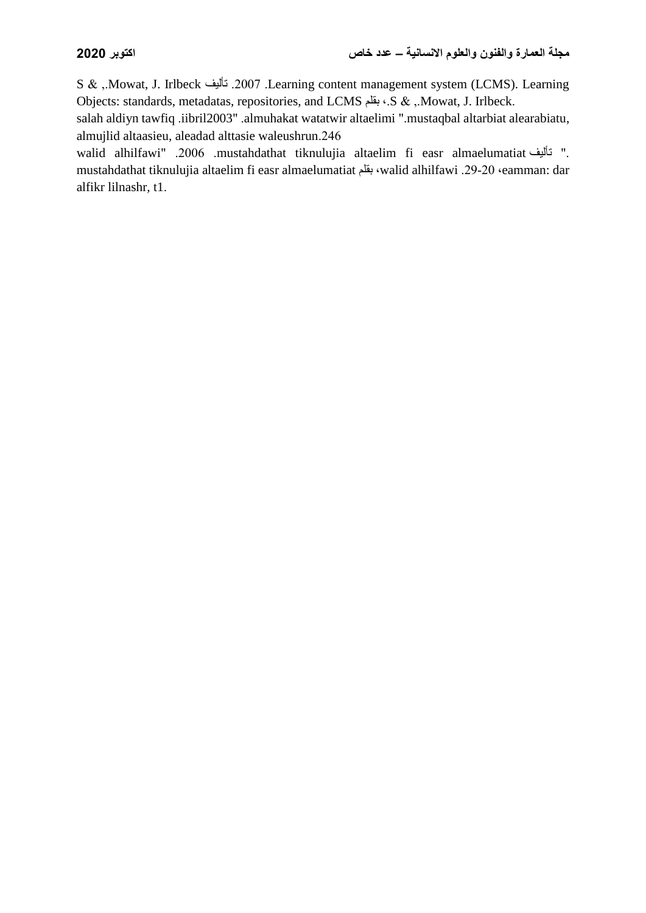S & ,.Mowat, J. Irlbeck تأليف .2007 .Learning content management system (LCMS). Learning Objects: standards, metadatas, repositories, and LCMS بقلم ،.S & ,.Mowat, J. Irlbeck.

salah aldiyn tawfiq .iibril2003" .almuhakat watatwir altaelimi ".mustaqbal altarbiat alearabiatu, almujlid altaasieu, aleadad alttasie waleushrun.246

walid alhilfawi" .2006 .mustahdathat tiknulujia altaelim fi easr almaelumatiat تأليف ". mustahdathat tiknulujia altaelim fi easr almaelumatiat بقلم ،walid alhilfawi .29-20 ،eamman: dar alfikr lilnashr, t1.